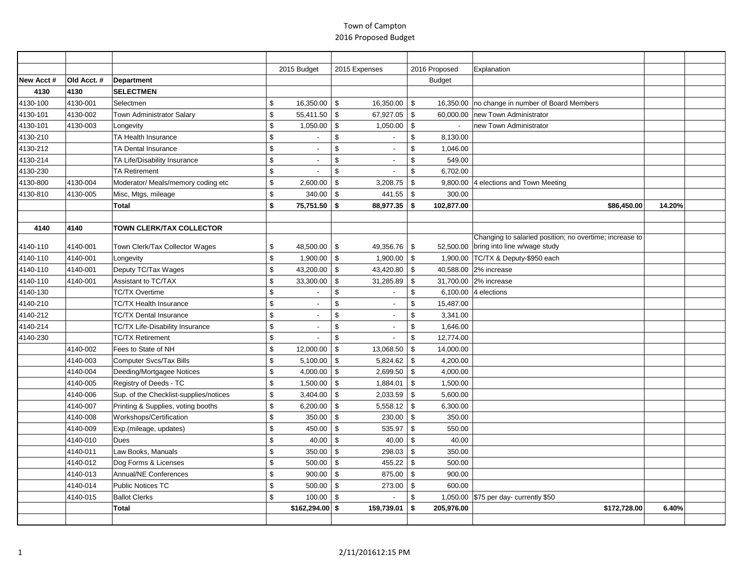# Town of Campton
## 2016 Proposed Budget

| New Acct # | Old Acct. # | Department | 2015 Budget | 2015 Expenses | 2016 Proposed Budget | Explanation | | |
|---|---|---|---|---|---|---|---|---|
| **4130** | **4130** | **SELECTMEN** | | | | | | |
| 4130-100 | 4130-001 | Selectmen | $ 16,350.00 | $ 16,350.00 | $ 16,350.00 | no change in number of Board Members | | |
| 4130-101 | 4130-002 | Town Administrator Salary | $ 55,411.50 | $ 67,927.05 | $ 60,000.00 | new Town Administrator | | |
| 4130-101 | 4130-003 | Longevity | $ 1,050.00 | $ 1,050.00 | $ - | new Town Administrator | | |
| 4130-210 | | TA Health Insurance | $ - | $ - | $ 8,130.00 | | | |
| 4130-212 | | TA Dental Insurance | $ - | $ - | $ 1,046.00 | | | |
| 4130-214 | | TA Life/Disability Insurance | $ - | $ - | $ 549.00 | | | |
| 4130-230 | | TA Retirement | $ - | $ - | $ 6,702.00 | | | |
| 4130-800 | 4130-004 | Moderator/ Meals/memory coding etc | $ 2,600.00 | $ 3,208.75 | $ 9,800.00 | 4 elections and Town Meeting | | |
| 4130-810 | 4130-005 | Misc, Mtgs, mileage | $ 340.00 | $ 441.55 | $ 300.00 | | | |
| | | **Total** | **$ 75,751.50** | **$ 88,977.35** | **$ 102,877.00** | **$86,450.00** | **14.20%** | |
| | | | | | | | | |
| **4140** | **4140** | **TOWN CLERK/TAX COLLECTOR** | | | | | | |
| 4140-110 | 4140-001 | Town Clerk/Tax Collector Wages | $ 48,500.00 | $ 49,356.76 | $ 52,500.00 | Changing to salaried position; no overtime; increase to bring into line w/wage study | | |
| 4140-110 | 4140-001 | Longevity | $ 1,900.00 | $ 1,900.00 | $ 1,900.00 | TC/TX & Deputy-$950 each | | |
| 4140-110 | 4140-001 | Deputy TC/Tax Wages | $ 43,200.00 | $ 43,420.80 | $ 40,588.00 | 2% increase | | |
| 4140-110 | 4140-001 | Assistant to TC/TAX | $ 33,300.00 | $ 31,285.89 | $ 31,700.00 | 2% increase | | |
| 4140-130 | | TC/TX Overtime | $ - | $ - | $ 6,100.00 | 4 elections | | |
| 4140-210 | | TC/TX Health Insurance | $ - | $ - | $ 15,487.00 | | | |
| 4140-212 | | TC/TX Dental Insurance | $ - | $ - | $ 3,341.00 | | | |
| 4140-214 | | TC/TX Life-Disability Insurance | $ - | $ - | $ 1,646.00 | | | |
| 4140-230 | | TC/TX Retirement | $ - | $ - | $ 12,774.00 | | | |
| | 4140-002 | Fees to State of NH | $ 12,000.00 | $ 13,068.50 | $ 14,000.00 | | | |
| | 4140-003 | Computer Svcs/Tax Bills | $ 5,100.00 | $ 5,824.62 | $ 4,200.00 | | | |
| | 4140-004 | Deeding/Mortgagee Notices | $ 4,000.00 | $ 2,699.50 | $ 4,000.00 | | | |
| | 4140-005 | Registry of Deeds - TC | $ 1,500.00 | $ 1,884.01 | $ 1,500.00 | | | |
| | 4140-006 | Sup. of the Checklist-supplies/notices | $ 3,404.00 | $ 2,033.59 | $ 5,600.00 | | | |
| | 4140-007 | Printing & Supplies, voting booths | $ 6,200.00 | $ 5,558.12 | $ 6,300.00 | | | |
| | 4140-008 | Workshops/Certification | $ 350.00 | $ 230.00 | $ 350.00 | | | |
| | 4140-009 | Exp.(mileage, updates) | $ 450.00 | $ 535.97 | $ 550.00 | | | |
| | 4140-010 | Dues | $ 40.00 | $ 40.00 | $ 40.00 | | | |
| | 4140-011 | Law Books, Manuals | $ 350.00 | $ 298.03 | $ 350.00 | | | |
| | 4140-012 | Dog Forms & Licenses | $ 500.00 | $ 455.22 | $ 500.00 | | | |
| | 4140-013 | Annual/NE Conferences | $ 900.00 | $ 875.00 | $ 900.00 | | | |
| | 4140-014 | Public Notices TC | $ 500.00 | $ 273.00 | $ 600.00 | | | |
| | 4140-015 | Ballot Clerks | $ 100.00 | $ - | $ 1,050.00 | $75 per day- currently $50 | | |
| | | **Total** | **$162,294.00** | **$ 159,739.01** | **$ 205,976.00** | **$172,728.00** | **6.40%** | |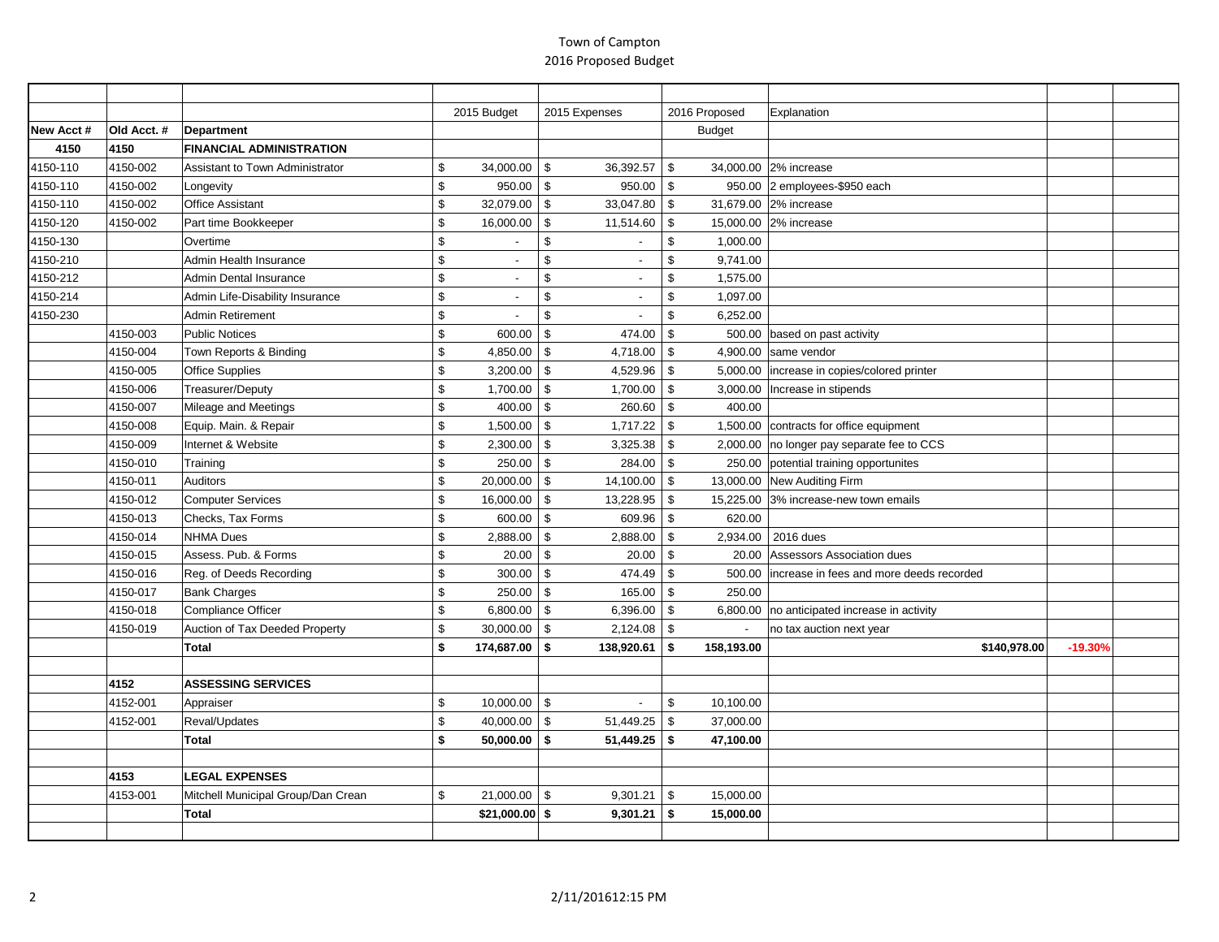Town of Campton
2016 Proposed Budget

| New Acct # | Old Acct. # | Department | 2015 Budget | 2015 Expenses | 2016 Proposed Budget | Explanation | | |
|---|---|---|---|---|---|---|---|---|
| **4150** | **4150** | **FINANCIAL ADMINISTRATION** | | | | | | |
| 4150-110 | 4150-002 | Assistant to Town Administrator | $ 34,000.00 | $ 36,392.57 | $ 34,000.00 | 2% increase | | |
| 4150-110 | 4150-002 | Longevity | $ 950.00 | $ 950.00 | $ 950.00 | 2 employees-$950 each | | |
| 4150-110 | 4150-002 | Office Assistant | $ 32,079.00 | $ 33,047.80 | $ 31,679.00 | 2% increase | | |
| 4150-120 | 4150-002 | Part time Bookkeeper | $ 16,000.00 | $ 11,514.60 | $ 15,000.00 | 2% increase | | |
| 4150-130 | | Overtime | $ - | $ - | $ 1,000.00 | | | |
| 4150-210 | | Admin Health Insurance | $ - | $ - | $ 9,741.00 | | | |
| 4150-212 | | Admin Dental Insurance | $ - | $ - | $ 1,575.00 | | | |
| 4150-214 | | Admin Life-Disability Insurance | $ - | $ - | $ 1,097.00 | | | |
| 4150-230 | | Admin Retirement | $ - | $ - | $ 6,252.00 | | | |
| | 4150-003 | Public Notices | $ 600.00 | $ 474.00 | $ 500.00 | based on past activity | | |
| | 4150-004 | Town Reports & Binding | $ 4,850.00 | $ 4,718.00 | $ 4,900.00 | same vendor | | |
| | 4150-005 | Office Supplies | $ 3,200.00 | $ 4,529.96 | $ 5,000.00 | increase in copies/colored printer | | |
| | 4150-006 | Treasurer/Deputy | $ 1,700.00 | $ 1,700.00 | $ 3,000.00 | Increase in stipends | | |
| | 4150-007 | Mileage and Meetings | $ 400.00 | $ 260.60 | $ 400.00 | | | |
| | 4150-008 | Equip. Main. & Repair | $ 1,500.00 | $ 1,717.22 | $ 1,500.00 | contracts for office equipment | | |
| | 4150-009 | Internet & Website | $ 2,300.00 | $ 3,325.38 | $ 2,000.00 | no longer pay separate fee to CCS | | |
| | 4150-010 | Training | $ 250.00 | $ 284.00 | $ 250.00 | potential training opportunites | | |
| | 4150-011 | Auditors | $ 20,000.00 | $ 14,100.00 | $ 13,000.00 | New Auditing Firm | | |
| | 4150-012 | Computer Services | $ 16,000.00 | $ 13,228.95 | $ 15,225.00 | 3% increase-new town emails | | |
| | 4150-013 | Checks, Tax Forms | $ 600.00 | $ 609.96 | $ 620.00 | | | |
| | 4150-014 | NHMA Dues | $ 2,888.00 | $ 2,888.00 | $ 2,934.00 | 2016 dues | | |
| | 4150-015 | Assess. Pub. & Forms | $ 20.00 | $ 20.00 | $ 20.00 | Assessors Association dues | | |
| | 4150-016 | Reg. of Deeds Recording | $ 300.00 | $ 474.49 | $ 500.00 | increase in fees and more deeds recorded | | |
| | 4150-017 | Bank Charges | $ 250.00 | $ 165.00 | $ 250.00 | | | |
| | 4150-018 | Compliance Officer | $ 6,800.00 | $ 6,396.00 | $ 6,800.00 | no anticipated increase in activity | | |
| | 4150-019 | Auction of Tax Deeded Property | $ 30,000.00 | $ 2,124.08 | $ - | no tax auction next year | | |
| | | **Total** | **$ 174,687.00** | **$ 138,920.61** | **$ 158,193.00** | **$140,978.00** | **-19.30%** | |
| | | | | | | | | |
| | **4152** | **ASSESSING SERVICES** | | | | | | |
| | 4152-001 | Appraiser | $ 10,000.00 | $ - | $ 10,100.00 | | | |
| | 4152-001 | Reval/Updates | $ 40,000.00 | $ 51,449.25 | $ 37,000.00 | | | |
| | | **Total** | **$ 50,000.00** | **$ 51,449.25** | **$ 47,100.00** | | | |
| | | | | | | | | |
| | **4153** | **LEGAL EXPENSES** | | | | | | |
| | 4153-001 | Mitchell Municipal Group/Dan Crean | $ 21,000.00 | $ 9,301.21 | $ 15,000.00 | | | |
| | | **Total** | **$21,000.00** | **$ 9,301.21** | **$ 15,000.00** | | | |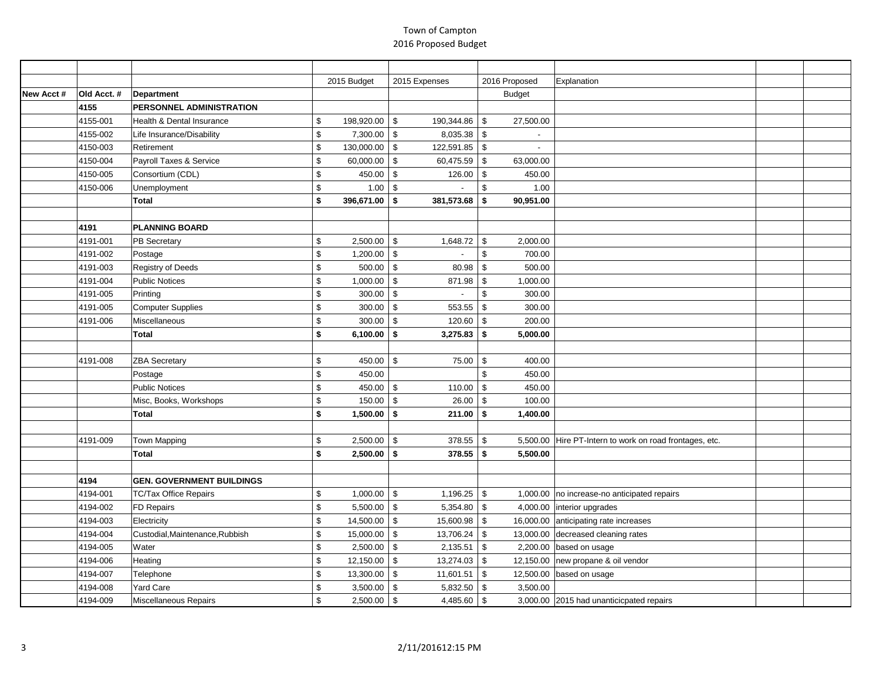Town of Campton
2016 Proposed Budget

| New Acct # | Old Acct. # | Department | 2015 Budget | 2015 Expenses | 2016 Proposed Budget | Explanation | | |
|---|---|---|---|---|---|---|---|---|
| | **4155** | **PERSONNEL ADMINISTRATION** | | | | | | |
| | 4155-001 | Health & Dental Insurance | $ 198,920.00 | $ 190,344.86 | $ 27,500.00 | | | |
| | 4155-002 | Life Insurance/Disability | $ 7,300.00 | $ 8,035.38 | $ - | | | |
| | 4150-003 | Retirement | $ 130,000.00 | $ 122,591.85 | $ - | | | |
| | 4150-004 | Payroll Taxes & Service | $ 60,000.00 | $ 60,475.59 | $ 63,000.00 | | | |
| | 4150-005 | Consortium (CDL) | $ 450.00 | $ 126.00 | $ 450.00 | | | |
| | 4150-006 | Unemployment | $ 1.00 | $ - | $ 1.00 | | | |
| | | **Total** | **$ 396,671.00** | **$ 381,573.68** | **$ 90,951.00** | | | |
| | | | | | | | | |
| | **4191** | **PLANNING BOARD** | | | | | | |
| | 4191-001 | PB Secretary | $ 2,500.00 | $ 1,648.72 | $ 2,000.00 | | | |
| | 4191-002 | Postage | $ 1,200.00 | $ - | $ 700.00 | | | |
| | 4191-003 | Registry of Deeds | $ 500.00 | $ 80.98 | $ 500.00 | | | |
| | 4191-004 | Public Notices | $ 1,000.00 | $ 871.98 | $ 1,000.00 | | | |
| | 4191-005 | Printing | $ 300.00 | $ - | $ 300.00 | | | |
| | 4191-005 | Computer Supplies | $ 300.00 | $ 553.55 | $ 300.00 | | | |
| | 4191-006 | Miscellaneous | $ 300.00 | $ 120.60 | $ 200.00 | | | |
| | | **Total** | **$ 6,100.00** | **$ 3,275.83** | **$ 5,000.00** | | | |
| | | | | | | | | |
| | 4191-008 | ZBA Secretary | $ 450.00 | $ 75.00 | $ 400.00 | | | |
| | | Postage | $ 450.00 | | $ 450.00 | | | |
| | | Public Notices | $ 450.00 | $ 110.00 | $ 450.00 | | | |
| | | Misc, Books, Workshops | $ 150.00 | $ 26.00 | $ 100.00 | | | |
| | | **Total** | **$ 1,500.00** | **$ 211.00** | **$ 1,400.00** | | | |
| | | | | | | | | |
| | 4191-009 | Town Mapping | $ 2,500.00 | $ 378.55 | $ 5,500.00 | Hire PT-Intern to work on road frontages, etc. | | |
| | | **Total** | **$ 2,500.00** | **$ 378.55** | **$ 5,500.00** | | | |
| | | | | | | | | |
| | **4194** | **GEN. GOVERNMENT BUILDINGS** | | | | | | |
| | 4194-001 | TC/Tax Office Repairs | $ 1,000.00 | $ 1,196.25 | $ 1,000.00 | no increase-no anticipated repairs | | |
| | 4194-002 | FD Repairs | $ 5,500.00 | $ 5,354.80 | $ 4,000.00 | interior upgrades | | |
| | 4194-003 | Electricity | $ 14,500.00 | $ 15,600.98 | $ 16,000.00 | anticipating rate increases | | |
| | 4194-004 | Custodial,Maintenance,Rubbish | $ 15,000.00 | $ 13,706.24 | $ 13,000.00 | decreased cleaning rates | | |
| | 4194-005 | Water | $ 2,500.00 | $ 2,135.51 | $ 2,200.00 | based on usage | | |
| | 4194-006 | Heating | $ 12,150.00 | $ 13,274.03 | $ 12,150.00 | new propane & oil vendor | | |
| | 4194-007 | Telephone | $ 13,300.00 | $ 11,601.51 | $ 12,500.00 | based on usage | | |
| | 4194-008 | Yard Care | $ 3,500.00 | $ 5,832.50 | $ 3,500.00 | | | |
| | 4194-009 | Miscellaneous Repairs | $ 2,500.00 | $ 4,485.60 | $ 3,000.00 | 2015 had unanticicpated repairs | | |

2/11/201612:15 PM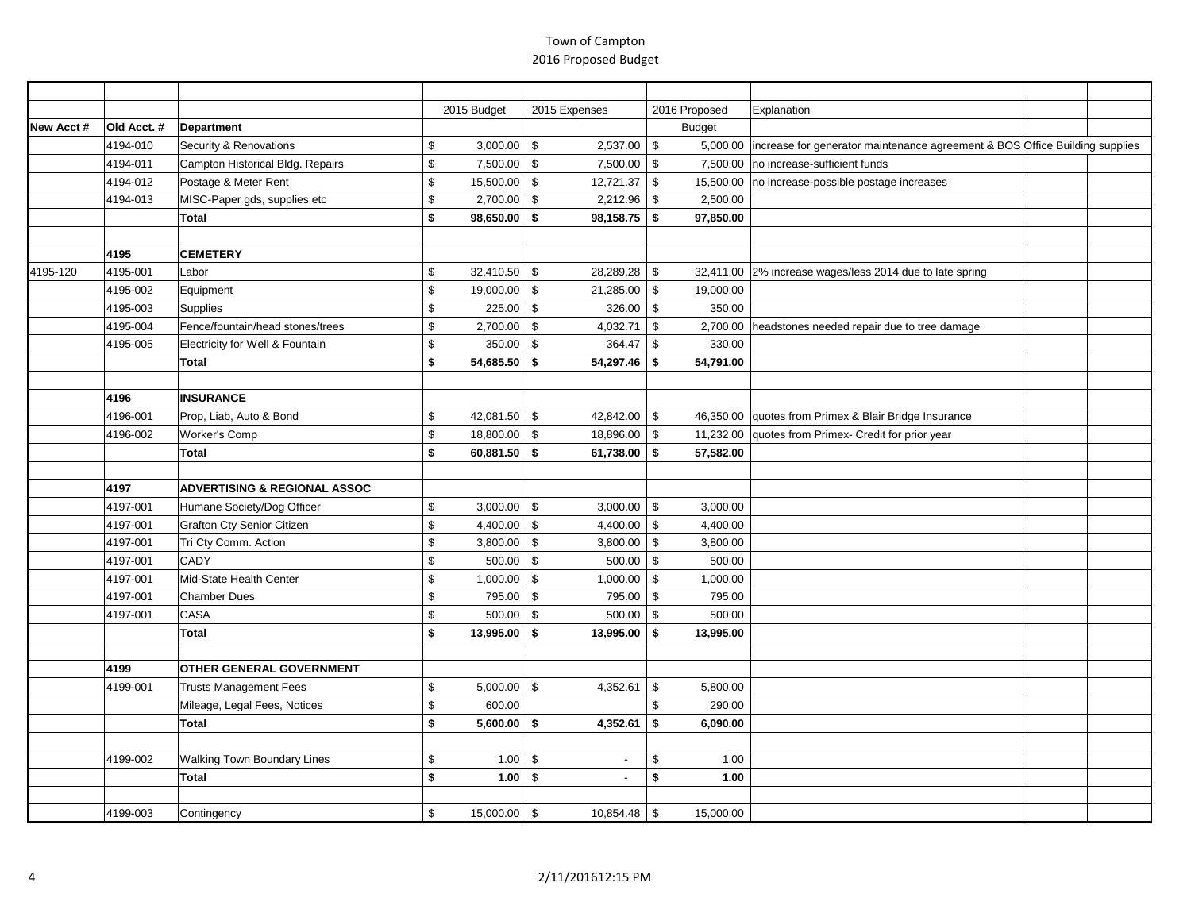# Town of Campton
## 2016 Proposed Budget

| New Acct # | Old Acct. # | Department | 2015 Budget | 2015 Expenses | 2016 Proposed Budget | Explanation | | |
|---|---|---|---|---|---|---|---|---|
| | 4194-010 | Security & Renovations | $ 3,000.00 | $ 2,537.00 | $ 5,000.00 | increase for generator maintenance agreement & BOS Office Building supplies | | |
| | 4194-011 | Campton Historical Bldg. Repairs | $ 7,500.00 | $ 7,500.00 | $ 7,500.00 | no increase-sufficient funds | | |
| | 4194-012 | Postage & Meter Rent | $ 15,500.00 | $ 12,721.37 | $ 15,500.00 | no increase-possible postage increases | | |
| | 4194-013 | MISC-Paper gds, supplies etc | $ 2,700.00 | $ 2,212.96 | $ 2,500.00 | | | |
| | | **Total** | **$ 98,650.00** | **$ 98,158.75** | **$ 97,850.00** | | | |
| | | | | | | | | |
| | **4195** | **CEMETERY** | | | | | | |
| 4195-120 | 4195-001 | Labor | $ 32,410.50 | $ 28,289.28 | $ 32,411.00 | 2% increase wages/less 2014 due to late spring | | |
| | 4195-002 | Equipment | $ 19,000.00 | $ 21,285.00 | $ 19,000.00 | | | |
| | 4195-003 | Supplies | $ 225.00 | $ 326.00 | $ 350.00 | | | |
| | 4195-004 | Fence/fountain/head stones/trees | $ 2,700.00 | $ 4,032.71 | $ 2,700.00 | headstones needed repair due to tree damage | | |
| | 4195-005 | Electricity for Well & Fountain | $ 350.00 | $ 364.47 | $ 330.00 | | | |
| | | **Total** | **$ 54,685.50** | **$ 54,297.46** | **$ 54,791.00** | | | |
| | | | | | | | | |
| | **4196** | **INSURANCE** | | | | | | |
| | 4196-001 | Prop, Liab, Auto & Bond | $ 42,081.50 | $ 42,842.00 | $ 46,350.00 | quotes from Primex & Blair Bridge Insurance | | |
| | 4196-002 | Worker's Comp | $ 18,800.00 | $ 18,896.00 | $ 11,232.00 | quotes from Primex- Credit for prior year | | |
| | | **Total** | **$ 60,881.50** | **$ 61,738.00** | **$ 57,582.00** | | | |
| | | | | | | | | |
| | **4197** | **ADVERTISING & REGIONAL ASSOC** | | | | | | |
| | 4197-001 | Humane Society/Dog Officer | $ 3,000.00 | $ 3,000.00 | $ 3,000.00 | | | |
| | 4197-001 | Grafton Cty Senior Citizen | $ 4,400.00 | $ 4,400.00 | $ 4,400.00 | | | |
| | 4197-001 | Tri Cty Comm. Action | $ 3,800.00 | $ 3,800.00 | $ 3,800.00 | | | |
| | 4197-001 | CADY | $ 500.00 | $ 500.00 | $ 500.00 | | | |
| | 4197-001 | Mid-State Health Center | $ 1,000.00 | $ 1,000.00 | $ 1,000.00 | | | |
| | 4197-001 | Chamber Dues | $ 795.00 | $ 795.00 | $ 795.00 | | | |
| | 4197-001 | CASA | $ 500.00 | $ 500.00 | $ 500.00 | | | |
| | | **Total** | **$ 13,995.00** | **$ 13,995.00** | **$ 13,995.00** | | | |
| | | | | | | | | |
| | **4199** | **OTHER GENERAL GOVERNMENT** | | | | | | |
| | 4199-001 | Trusts Management Fees | $ 5,000.00 | $ 4,352.61 | $ 5,800.00 | | | |
| | | Mileage, Legal Fees, Notices | $ 600.00 | | $ 290.00 | | | |
| | | **Total** | **$ 5,600.00** | **$ 4,352.61** | **$ 6,090.00** | | | |
| | | | | | | | | |
| | 4199-002 | Walking Town Boundary Lines | $ 1.00 | $ - | $ 1.00 | | | |
| | | **Total** | **$ 1.00** | $ - | **$ 1.00** | | | |
| | | | | | | | | |
| | 4199-003 | Contingency | $ 15,000.00 | $ 10,854.48 | $ 15,000.00 | | | |

2/11/2016 12:15 PM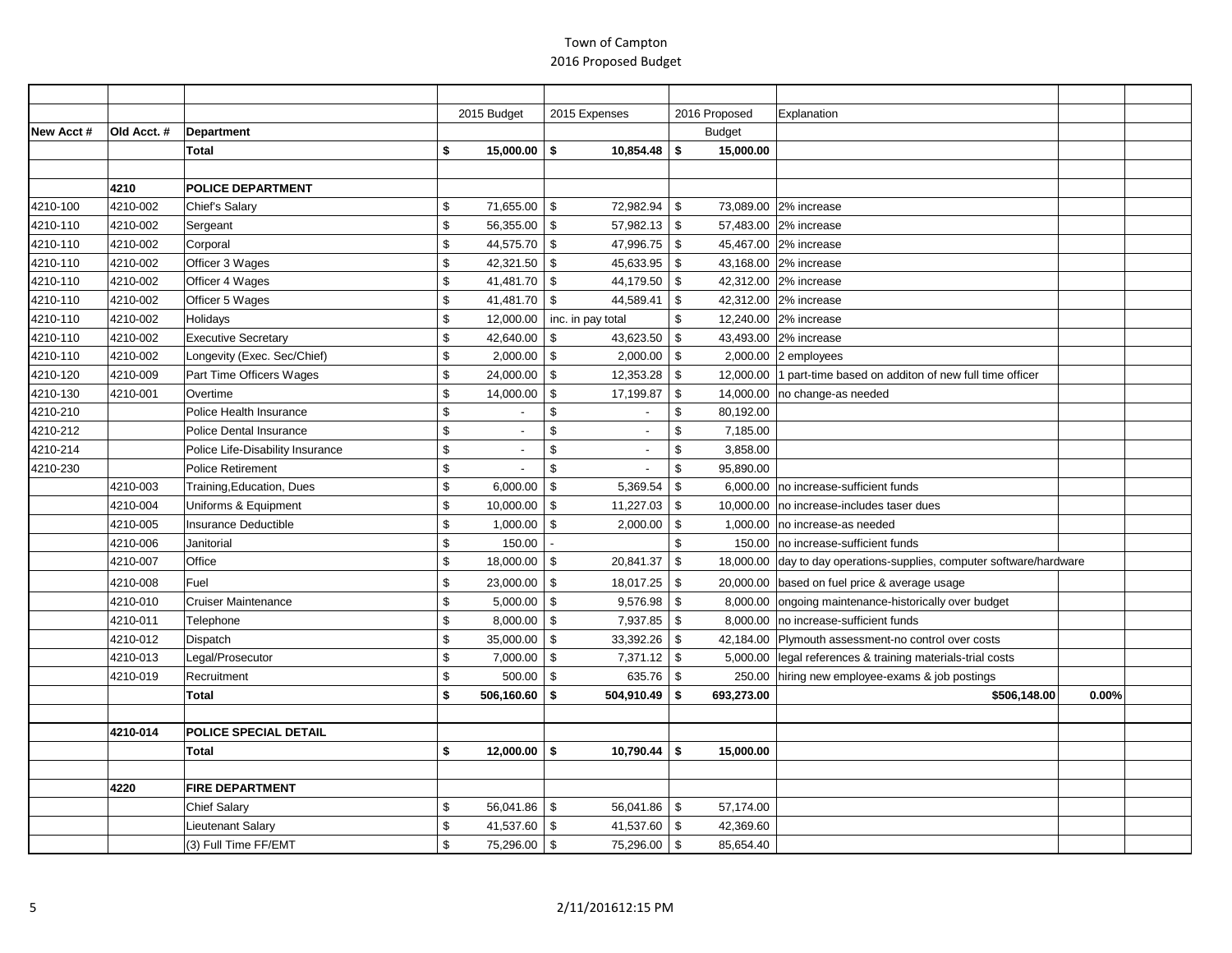Town of Campton
2016 Proposed Budget

| New Acct # | Old Acct. # | Department | 2015 Budget | 2015 Expenses | 2016 Proposed Budget | Explanation | | |
|---|---|---|---|---|---|---|---|---|
| | | **Total** | **$ 15,000.00** | **$ 10,854.48** | **$ 15,000.00** | | | |
| | | | | | | | | |
| | **4210** | **POLICE DEPARTMENT** | | | | | | |
| 4210-100 | 4210-002 | Chief's Salary | $ 71,655.00 | $ 72,982.94 | $ 73,089.00 | 2% increase | | |
| 4210-110 | 4210-002 | Sergeant | $ 56,355.00 | $ 57,982.13 | $ 57,483.00 | 2% increase | | |
| 4210-110 | 4210-002 | Corporal | $ 44,575.70 | $ 47,996.75 | $ 45,467.00 | 2% increase | | |
| 4210-110 | 4210-002 | Officer 3 Wages | $ 42,321.50 | $ 45,633.95 | $ 43,168.00 | 2% increase | | |
| 4210-110 | 4210-002 | Officer 4 Wages | $ 41,481.70 | $ 44,179.50 | $ 42,312.00 | 2% increase | | |
| 4210-110 | 4210-002 | Officer 5 Wages | $ 41,481.70 | $ 44,589.41 | $ 42,312.00 | 2% increase | | |
| 4210-110 | 4210-002 | Holidays | $ 12,000.00 | inc. in pay total | $ 12,240.00 | 2% increase | | |
| 4210-110 | 4210-002 | Executive Secretary | $ 42,640.00 | $ 43,623.50 | $ 43,493.00 | 2% increase | | |
| 4210-110 | 4210-002 | Longevity (Exec. Sec/Chief) | $ 2,000.00 | $ 2,000.00 | $ 2,000.00 | 2 employees | | |
| 4210-120 | 4210-009 | Part Time Officers Wages | $ 24,000.00 | $ 12,353.28 | $ 12,000.00 | 1 part-time based on additon of new full time officer | | |
| 4210-130 | 4210-001 | Overtime | $ 14,000.00 | $ 17,199.87 | $ 14,000.00 | no change-as needed | | |
| 4210-210 | | Police Health Insurance | $ - | $ - | $ 80,192.00 | | | |
| 4210-212 | | Police Dental Insurance | $ - | $ - | $ 7,185.00 | | | |
| 4210-214 | | Police Life-Disability Insurance | $ - | $ - | $ 3,858.00 | | | |
| 4210-230 | | Police Retirement | $ - | $ - | $ 95,890.00 | | | |
| | 4210-003 | Training,Education, Dues | $ 6,000.00 | $ 5,369.54 | $ 6,000.00 | no increase-sufficient funds | | |
| | 4210-004 | Uniforms & Equipment | $ 10,000.00 | $ 11,227.03 | $ 10,000.00 | no increase-includes taser dues | | |
| | 4210-005 | Insurance Deductible | $ 1,000.00 | $ 2,000.00 | $ 1,000.00 | no increase-as needed | | |
| | 4210-006 | Janitorial | $ 150.00 | - | $ 150.00 | no increase-sufficient funds | | |
| | 4210-007 | Office | $ 18,000.00 | $ 20,841.37 | $ 18,000.00 | day to day operations-supplies, computer software/hardware | | |
| | 4210-008 | Fuel | $ 23,000.00 | $ 18,017.25 | $ 20,000.00 | based on fuel price & average usage | | |
| | 4210-010 | Cruiser Maintenance | $ 5,000.00 | $ 9,576.98 | $ 8,000.00 | ongoing maintenance-historically over budget | | |
| | 4210-011 | Telephone | $ 8,000.00 | $ 7,937.85 | $ 8,000.00 | no increase-sufficient funds | | |
| | 4210-012 | Dispatch | $ 35,000.00 | $ 33,392.26 | $ 42,184.00 | Plymouth assessment-no control over costs | | |
| | 4210-013 | Legal/Prosecutor | $ 7,000.00 | $ 7,371.12 | $ 5,000.00 | legal references & training materials-trial costs | | |
| | 4210-019 | Recruitment | $ 500.00 | $ 635.76 | $ 250.00 | hiring new employee-exams & job postings | | |
| | | **Total** | **$ 506,160.60** | **$ 504,910.49** | **$ 693,273.00** | **$506,148.00** | **0.00%** | |
| | | | | | | | | |
| | **4210-014** | **POLICE SPECIAL DETAIL** | | | | | | |
| | | **Total** | **$ 12,000.00** | **$ 10,790.44** | **$ 15,000.00** | | | |
| | | | | | | | | |
| | **4220** | **FIRE DEPARTMENT** | | | | | | |
| | | Chief Salary | $ 56,041.86 | $ 56,041.86 | $ 57,174.00 | | | |
| | | Lieutenant Salary | $ 41,537.60 | $ 41,537.60 | $ 42,369.60 | | | |
| | | (3) Full Time FF/EMT | $ 75,296.00 | $ 75,296.00 | $ 85,654.40 | | | |

2/11/201612:15 PM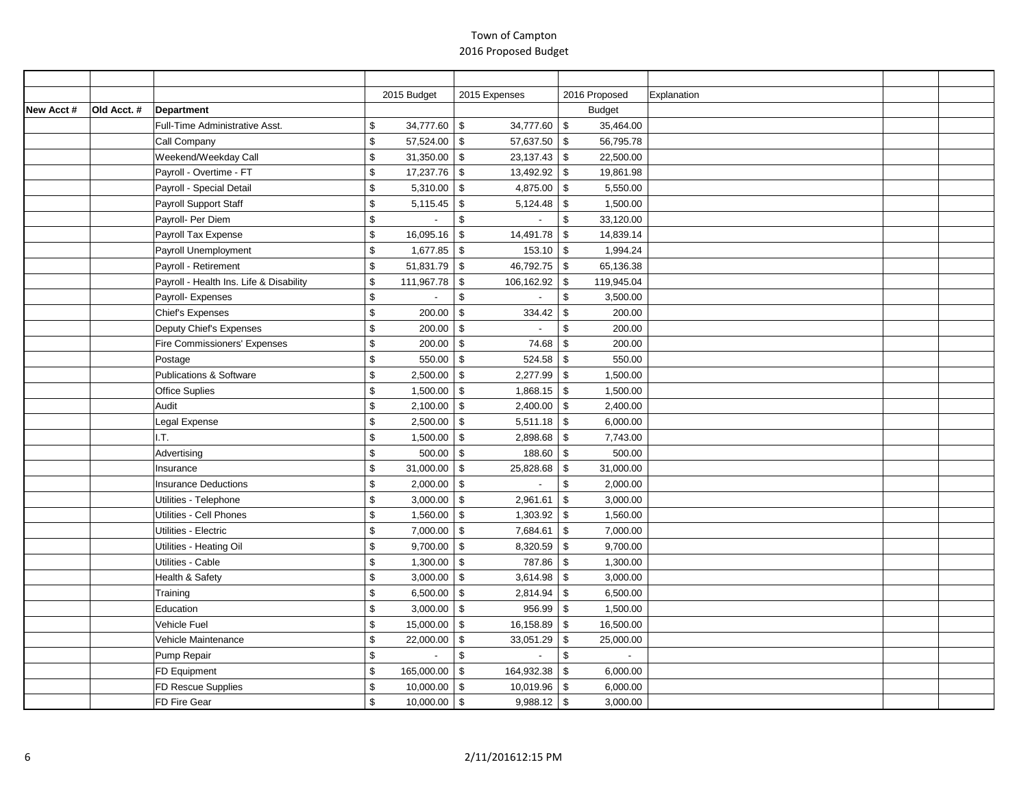# Town of Campton
## 2016 Proposed Budget

| New Acct # | Old Acct. # | Department | 2015 Budget | 2015 Expenses | 2016 Proposed Budget | Explanation | | |
|---|---|---|---|---|---|---|---|---|
| | | Full-Time Administrative Asst. | $ 34,777.60 | $ 34,777.60 | $ 35,464.00 | | | |
| | | Call Company | $ 57,524.00 | $ 57,637.50 | $ 56,795.78 | | | |
| | | Weekend/Weekday Call | $ 31,350.00 | $ 23,137.43 | $ 22,500.00 | | | |
| | | Payroll - Overtime - FT | $ 17,237.76 | $ 13,492.92 | $ 19,861.98 | | | |
| | | Payroll - Special Detail | $ 5,310.00 | $ 4,875.00 | $ 5,550.00 | | | |
| | | Payroll Support Staff | $ 5,115.45 | $ 5,124.48 | $ 1,500.00 | | | |
| | | Payroll- Per Diem | $ - | $ - | $ 33,120.00 | | | |
| | | Payroll Tax Expense | $ 16,095.16 | $ 14,491.78 | $ 14,839.14 | | | |
| | | Payroll Unemployment | $ 1,677.85 | $ 153.10 | $ 1,994.24 | | | |
| | | Payroll - Retirement | $ 51,831.79 | $ 46,792.75 | $ 65,136.38 | | | |
| | | Payroll - Health Ins. Life & Disability | $ 111,967.78 | $ 106,162.92 | $ 119,945.04 | | | |
| | | Payroll- Expenses | $ - | $ - | $ 3,500.00 | | | |
| | | Chief's Expenses | $ 200.00 | $ 334.42 | $ 200.00 | | | |
| | | Deputy Chief's Expenses | $ 200.00 | $ - | $ 200.00 | | | |
| | | Fire Commissioners' Expenses | $ 200.00 | $ 74.68 | $ 200.00 | | | |
| | | Postage | $ 550.00 | $ 524.58 | $ 550.00 | | | |
| | | Publications & Software | $ 2,500.00 | $ 2,277.99 | $ 1,500.00 | | | |
| | | Office Suplies | $ 1,500.00 | $ 1,868.15 | $ 1,500.00 | | | |
| | | Audit | $ 2,100.00 | $ 2,400.00 | $ 2,400.00 | | | |
| | | Legal Expense | $ 2,500.00 | $ 5,511.18 | $ 6,000.00 | | | |
| | | I.T. | $ 1,500.00 | $ 2,898.68 | $ 7,743.00 | | | |
| | | Advertising | $ 500.00 | $ 188.60 | $ 500.00 | | | |
| | | Insurance | $ 31,000.00 | $ 25,828.68 | $ 31,000.00 | | | |
| | | Insurance Deductions | $ 2,000.00 | $ - | $ 2,000.00 | | | |
| | | Utilities - Telephone | $ 3,000.00 | $ 2,961.61 | $ 3,000.00 | | | |
| | | Utilities - Cell Phones | $ 1,560.00 | $ 1,303.92 | $ 1,560.00 | | | |
| | | Utilities - Electric | $ 7,000.00 | $ 7,684.61 | $ 7,000.00 | | | |
| | | Utilities - Heating Oil | $ 9,700.00 | $ 8,320.59 | $ 9,700.00 | | | |
| | | Utilities - Cable | $ 1,300.00 | $ 787.86 | $ 1,300.00 | | | |
| | | Health & Safety | $ 3,000.00 | $ 3,614.98 | $ 3,000.00 | | | |
| | | Training | $ 6,500.00 | $ 2,814.94 | $ 6,500.00 | | | |
| | | Education | $ 3,000.00 | $ 956.99 | $ 1,500.00 | | | |
| | | Vehicle Fuel | $ 15,000.00 | $ 16,158.89 | $ 16,500.00 | | | |
| | | Vehicle Maintenance | $ 22,000.00 | $ 33,051.29 | $ 25,000.00 | | | |
| | | Pump Repair | $ - | $ - | $ - | | | |
| | | FD Equipment | $ 165,000.00 | $ 164,932.38 | $ 6,000.00 | | | |
| | | FD Rescue Supplies | $ 10,000.00 | $ 10,019.96 | $ 6,000.00 | | | |
| | | FD Fire Gear | $ 10,000.00 | $ 9,988.12 | $ 3,000.00 | | | |

2/11/201612:15 PM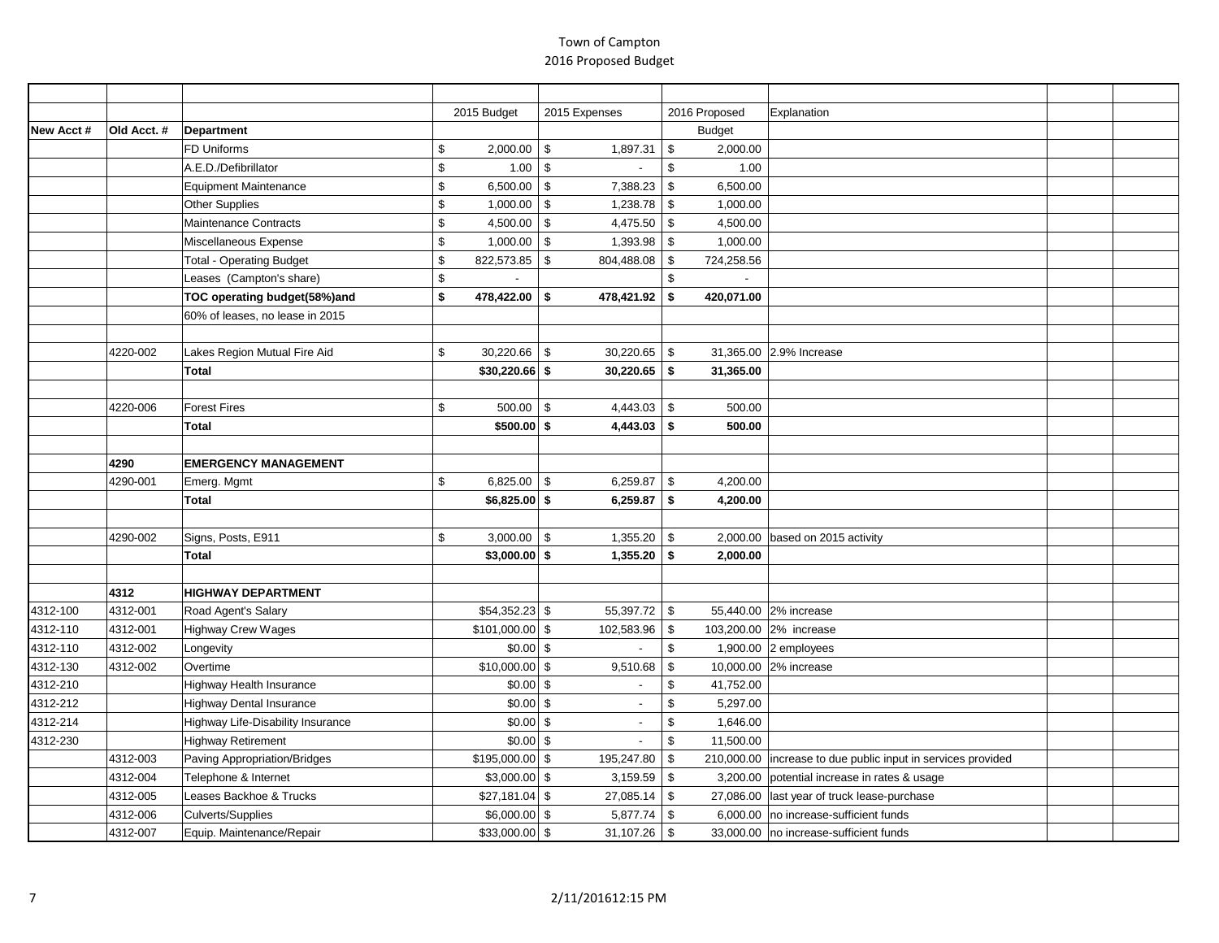# Town of Campton
## 2016 Proposed Budget

| New Acct # | Old Acct. # | Department | 2015 Budget | 2015 Expenses | 2016 Proposed Budget | Explanation | | |
|---|---|---|---|---|---|---|---|---|
| | | FD Uniforms | $ 2,000.00 | $ 1,897.31 | $ 2,000.00 | | | |
| | | A.E.D./Defibrillator | $ 1.00 | $ - | $ 1.00 | | | |
| | | Equipment Maintenance | $ 6,500.00 | $ 7,388.23 | $ 6,500.00 | | | |
| | | Other Supplies | $ 1,000.00 | $ 1,238.78 | $ 1,000.00 | | | |
| | | Maintenance Contracts | $ 4,500.00 | $ 4,475.50 | $ 4,500.00 | | | |
| | | Miscellaneous Expense | $ 1,000.00 | $ 1,393.98 | $ 1,000.00 | | | |
| | | Total - Operating Budget | $ 822,573.85 | $ 804,488.08 | $ 724,258.56 | | | |
| | | Leases (Campton's share) | $ - | | $ - | | | |
| | | **TOC operating budget(58%)and** | **$ 478,422.00** | **$ 478,421.92** | **$ 420,071.00** | | | |
| | | 60% of leases, no lease in 2015 | | | | | | |
| | | | | | | | | |
| | 4220-002 | Lakes Region Mutual Fire Aid | $ 30,220.66 | $ 30,220.65 | $ 31,365.00 | 2.9% Increase | | |
| | | **Total** | **$30,220.66** | **$ 30,220.65** | **$ 31,365.00** | | | |
| | | | | | | | | |
| | 4220-006 | Forest Fires | $ 500.00 | $ 4,443.03 | $ 500.00 | | | |
| | | **Total** | **$500.00** | **$ 4,443.03** | **$ 500.00** | | | |
| | | | | | | | | |
| | **4290** | **EMERGENCY MANAGEMENT** | | | | | | |
| | 4290-001 | Emerg. Mgmt | $ 6,825.00 | $ 6,259.87 | $ 4,200.00 | | | |
| | | **Total** | **$6,825.00** | **$ 6,259.87** | **$ 4,200.00** | | | |
| | | | | | | | | |
| | 4290-002 | Signs, Posts, E911 | $ 3,000.00 | $ 1,355.20 | $ 2,000.00 | based on 2015 activity | | |
| | | **Total** | **$3,000.00** | **$ 1,355.20** | **$ 2,000.00** | | | |
| | | | | | | | | |
| | **4312** | **HIGHWAY DEPARTMENT** | | | | | | |
| 4312-100 | 4312-001 | Road Agent's Salary | $54,352.23 | $ 55,397.72 | $ 55,440.00 | 2% increase | | |
| 4312-110 | 4312-001 | Highway Crew Wages | $101,000.00 | $ 102,583.96 | $ 103,200.00 | 2% increase | | |
| 4312-110 | 4312-002 | Longevity | $0.00 | $ - | $ 1,900.00 | 2 employees | | |
| 4312-130 | 4312-002 | Overtime | $10,000.00 | $ 9,510.68 | $ 10,000.00 | 2% increase | | |
| 4312-210 | | Highway Health Insurance | $0.00 | $ - | $ 41,752.00 | | | |
| 4312-212 | | Highway Dental Insurance | $0.00 | $ - | $ 5,297.00 | | | |
| 4312-214 | | Highway Life-Disability Insurance | $0.00 | $ - | $ 1,646.00 | | | |
| 4312-230 | | Highway Retirement | $0.00 | $ - | $ 11,500.00 | | | |
| | 4312-003 | Paving Appropriation/Bridges | $195,000.00 | $ 195,247.80 | $ 210,000.00 | increase to due public input in services provided | | |
| | 4312-004 | Telephone & Internet | $3,000.00 | $ 3,159.59 | $ 3,200.00 | potential increase in rates & usage | | |
| | 4312-005 | Leases Backhoe & Trucks | $27,181.04 | $ 27,085.14 | $ 27,086.00 | last year of truck lease-purchase | | |
| | 4312-006 | Culverts/Supplies | $6,000.00 | $ 5,877.74 | $ 6,000.00 | no increase-sufficient funds | | |
| | 4312-007 | Equip. Maintenance/Repair | $33,000.00 | $ 31,107.26 | $ 33,000.00 | no increase-sufficient funds | | |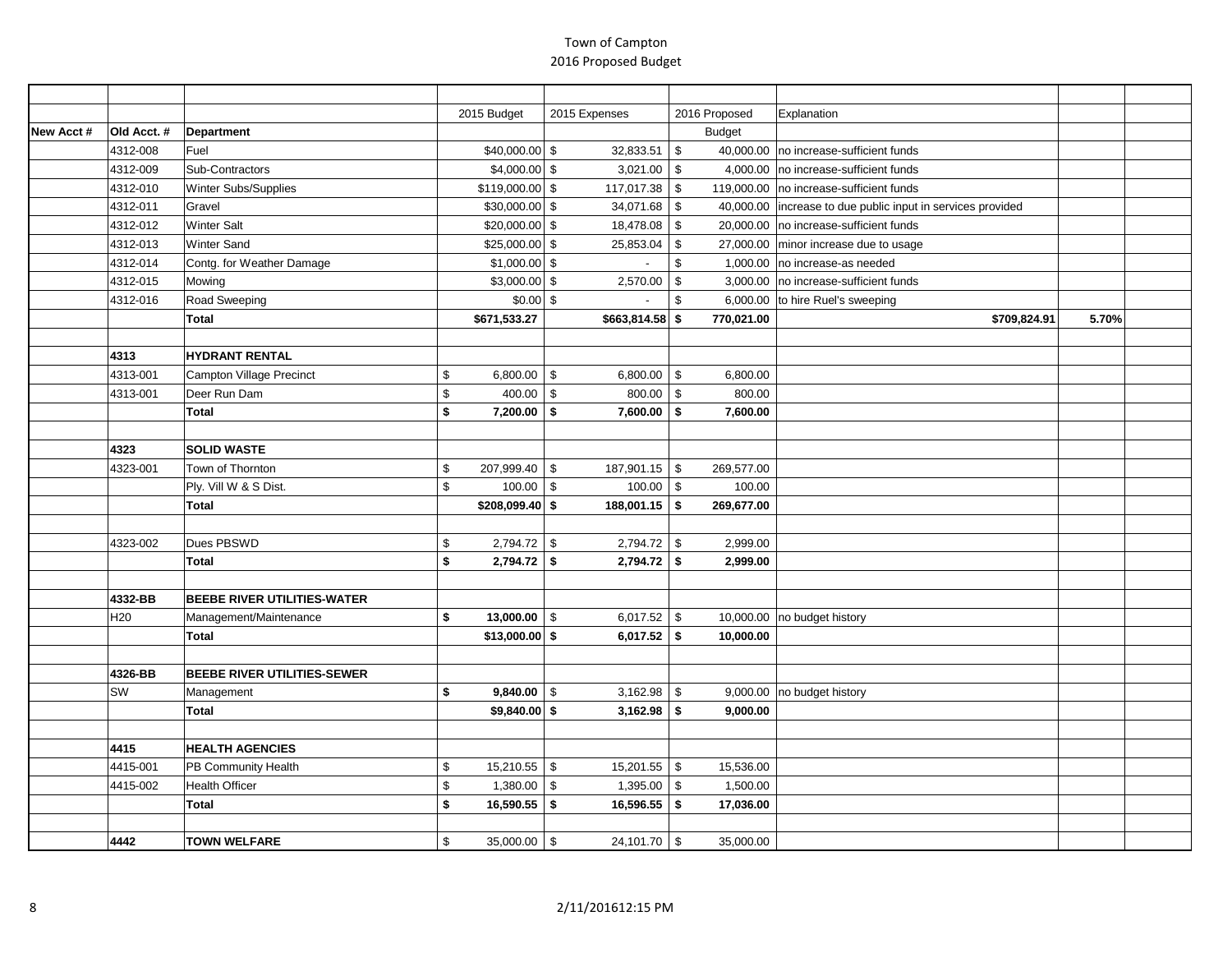# Town of Campton
## 2016 Proposed Budget

| New Acct # | Old Acct. # | Department | 2015 Budget | 2015 Expenses | 2016 Proposed Budget | Explanation | | |
|---|---|---|---|---|---|---|---|---|
| | 4312-008 | Fuel | $40,000.00 | $ 32,833.51 | $ 40,000.00 | no increase-sufficient funds | | |
| | 4312-009 | Sub-Contractors | $4,000.00 | $ 3,021.00 | $ 4,000.00 | no increase-sufficient funds | | |
| | 4312-010 | Winter Subs/Supplies | $119,000.00 | $ 117,017.38 | $ 119,000.00 | no increase-sufficient funds | | |
| | 4312-011 | Gravel | $30,000.00 | $ 34,071.68 | $ 40,000.00 | increase to due public input in services provided | | |
| | 4312-012 | Winter Salt | $20,000.00 | $ 18,478.08 | $ 20,000.00 | no increase-sufficient funds | | |
| | 4312-013 | Winter Sand | $25,000.00 | $ 25,853.04 | $ 27,000.00 | minor increase due to usage | | |
| | 4312-014 | Contg. for Weather Damage | $1,000.00 | $ - | $ 1,000.00 | no increase-as needed | | |
| | 4312-015 | Mowing | $3,000.00 | $ 2,570.00 | $ 3,000.00 | no increase-sufficient funds | | |
| | 4312-016 | Road Sweeping | $0.00 | $ - | $ 6,000.00 | to hire Ruel's sweeping | | |
| | | **Total** | **$671,533.27** | **$663,814.58** | **$ 770,021.00** | | **$709,824.91** | **5.70%** |
| | | | | | | | | |
| | **4313** | **HYDRANT RENTAL** | | | | | | |
| | 4313-001 | Campton Village Precinct | $ 6,800.00 | $ 6,800.00 | $ 6,800.00 | | | |
| | 4313-001 | Deer Run Dam | $ 400.00 | $ 800.00 | $ 800.00 | | | |
| | | **Total** | **$ 7,200.00** | **$ 7,600.00** | **$ 7,600.00** | | | |
| | | | | | | | | |
| | **4323** | **SOLID WASTE** | | | | | | |
| | 4323-001 | Town of Thornton | $ 207,999.40 | $ 187,901.15 | $ 269,577.00 | | | |
| | | Ply. Vill W & S Dist. | $ 100.00 | $ 100.00 | $ 100.00 | | | |
| | | **Total** | **$208,099.40** | **$ 188,001.15** | **$ 269,677.00** | | | |
| | | | | | | | | |
| | 4323-002 | Dues PBSWD | $ 2,794.72 | $ 2,794.72 | $ 2,999.00 | | | |
| | | **Total** | **$ 2,794.72** | **$ 2,794.72** | **$ 2,999.00** | | | |
| | | | | | | | | |
| | **4332-BB** | **BEEBE RIVER UTILITIES-WATER** | | | | | | |
| | H20 | Management/Maintenance | **$ 13,000.00** | $ 6,017.52 | $ 10,000.00 | no budget history | | |
| | | **Total** | **$13,000.00** | **$ 6,017.52** | **$ 10,000.00** | | | |
| | | | | | | | | |
| | **4326-BB** | **BEEBE RIVER UTILITIES-SEWER** | | | | | | |
| | SW | Management | **$ 9,840.00** | $ 3,162.98 | $ 9,000.00 | no budget history | | |
| | | **Total** | **$9,840.00** | **$ 3,162.98** | **$ 9,000.00** | | | |
| | | | | | | | | |
| | **4415** | **HEALTH AGENCIES** | | | | | | |
| | 4415-001 | PB Community Health | $ 15,210.55 | $ 15,201.55 | $ 15,536.00 | | | |
| | 4415-002 | Health Officer | $ 1,380.00 | $ 1,395.00 | $ 1,500.00 | | | |
| | | **Total** | **$ 16,590.55** | **$ 16,596.55** | **$ 17,036.00** | | | |
| | | | | | | | | |
| | **4442** | **TOWN WELFARE** | $ 35,000.00 | $ 24,101.70 | $ 35,000.00 | | | |

2/11/2016 12:15 PM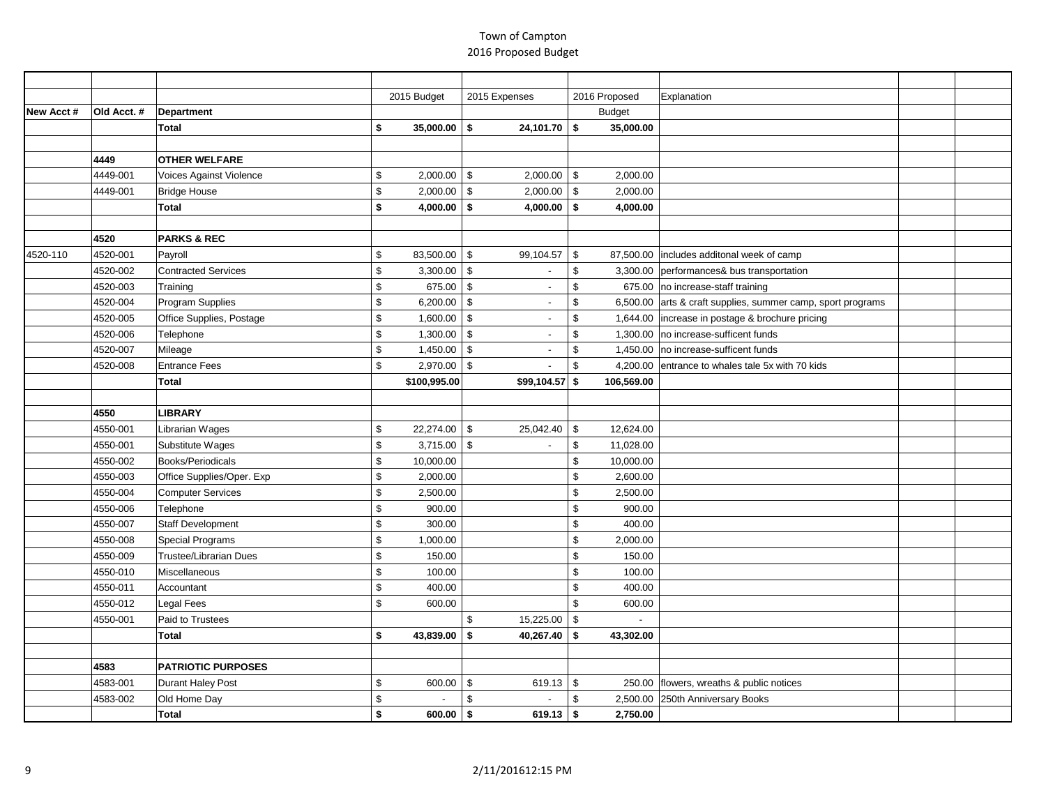Town of Campton
2016 Proposed Budget

| New Acct # | Old Acct. # | Department | 2015 Budget | 2015 Expenses | 2016 Proposed Budget | Explanation | | |
|---|---|---|---|---|---|---|---|---|
| | | **Total** | **$ 35,000.00** | **$ 24,101.70** | **$ 35,000.00** | | | |
| | | | | | | | | |
| | **4449** | **OTHER WELFARE** | | | | | | |
| | 4449-001 | Voices Against Violence | $ 2,000.00 | $ 2,000.00 | $ 2,000.00 | | | |
| | 4449-001 | Bridge House | $ 2,000.00 | $ 2,000.00 | $ 2,000.00 | | | |
| | | **Total** | **$ 4,000.00** | **$ 4,000.00** | **$ 4,000.00** | | | |
| | | | | | | | | |
| | **4520** | **PARKS & REC** | | | | | | |
| 4520-110 | 4520-001 | Payroll | $ 83,500.00 | $ 99,104.57 | $ 87,500.00 | includes additonal week of camp | | |
| | 4520-002 | Contracted Services | $ 3,300.00 | $ - | $ 3,300.00 | performances& bus transportation | | |
| | 4520-003 | Training | $ 675.00 | $ - | $ 675.00 | no increase-staff training | | |
| | 4520-004 | Program Supplies | $ 6,200.00 | $ - | $ 6,500.00 | arts & craft supplies, summer camp, sport programs | | |
| | 4520-005 | Office Supplies, Postage | $ 1,600.00 | $ - | $ 1,644.00 | increase in postage & brochure pricing | | |
| | 4520-006 | Telephone | $ 1,300.00 | $ - | $ 1,300.00 | no increase-sufficent funds | | |
| | 4520-007 | Mileage | $ 1,450.00 | $ - | $ 1,450.00 | no increase-sufficent funds | | |
| | 4520-008 | Entrance Fees | $ 2,970.00 | $ - | $ 4,200.00 | entrance to whales tale 5x with 70 kids | | |
| | | **Total** | **$100,995.00** | **$99,104.57** | **$ 106,569.00** | | | |
| | | | | | | | | |
| | **4550** | **LIBRARY** | | | | | | |
| | 4550-001 | Librarian Wages | $ 22,274.00 | $ 25,042.40 | $ 12,624.00 | | | |
| | 4550-001 | Substitute Wages | $ 3,715.00 | $ - | $ 11,028.00 | | | |
| | 4550-002 | Books/Periodicals | $ 10,000.00 | | $ 10,000.00 | | | |
| | 4550-003 | Office Supplies/Oper. Exp | $ 2,000.00 | | $ 2,600.00 | | | |
| | 4550-004 | Computer Services | $ 2,500.00 | | $ 2,500.00 | | | |
| | 4550-006 | Telephone | $ 900.00 | | $ 900.00 | | | |
| | 4550-007 | Staff Development | $ 300.00 | | $ 400.00 | | | |
| | 4550-008 | Special Programs | $ 1,000.00 | | $ 2,000.00 | | | |
| | 4550-009 | Trustee/Librarian Dues | $ 150.00 | | $ 150.00 | | | |
| | 4550-010 | Miscellaneous | $ 100.00 | | $ 100.00 | | | |
| | 4550-011 | Accountant | $ 400.00 | | $ 400.00 | | | |
| | 4550-012 | Legal Fees | $ 600.00 | | $ 600.00 | | | |
| | 4550-001 | Paid to Trustees | | $ 15,225.00 | $ - | | | |
| | | **Total** | **$ 43,839.00** | **$ 40,267.40** | **$ 43,302.00** | | | |
| | | | | | | | | |
| | **4583** | **PATRIOTIC PURPOSES** | | | | | | |
| | 4583-001 | Durant Haley Post | $ 600.00 | $ 619.13 | $ 250.00 | flowers, wreaths & public notices | | |
| | 4583-002 | Old Home Day | $ - | $ - | $ 2,500.00 | 250th Anniversary Books | | |
| | | **Total** | **$ 600.00** | **$ 619.13** | **$ 2,750.00** | | | |

2/11/201612:15 PM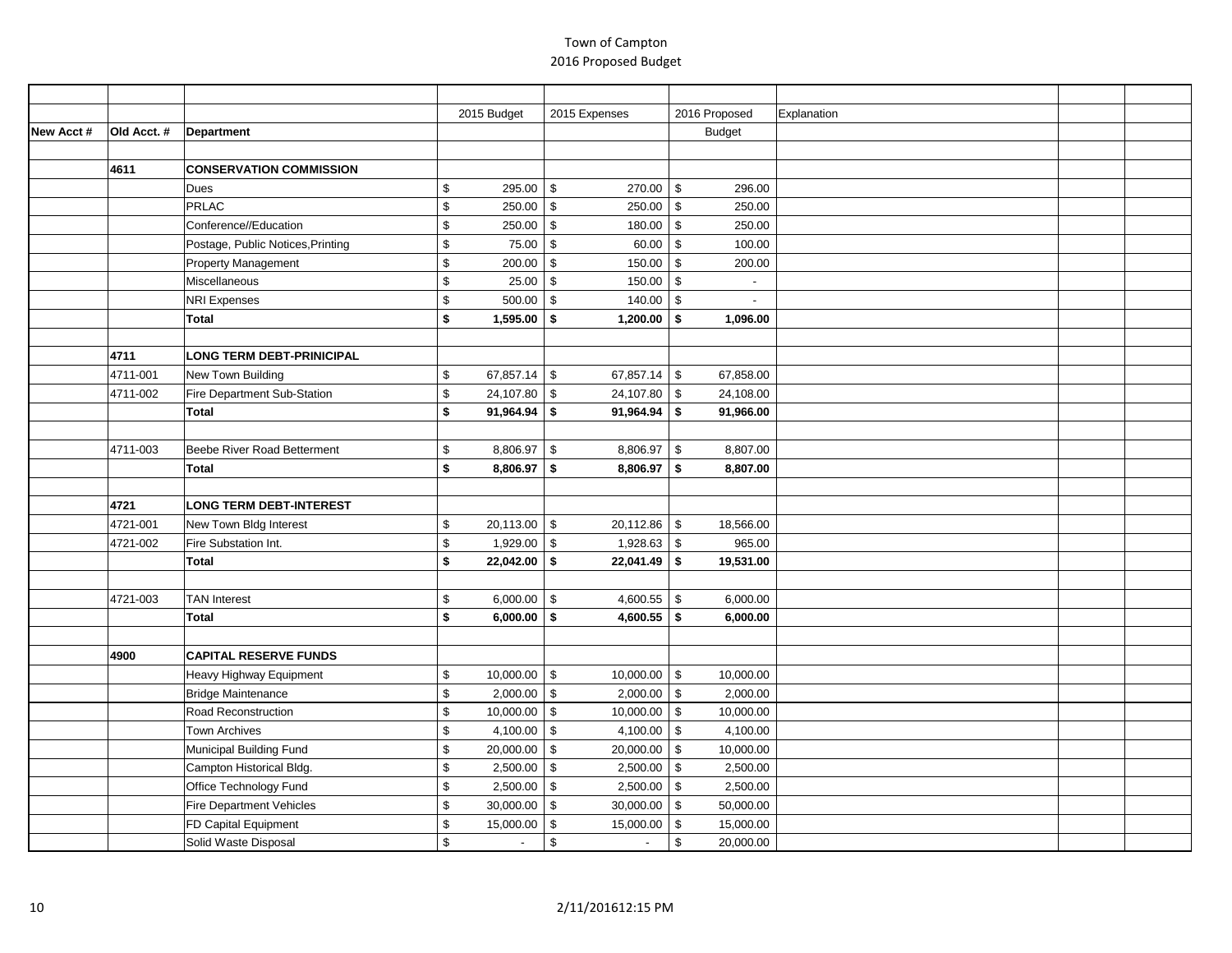Town of Campton
2016 Proposed Budget

| New Acct # | Old Acct. # | Department | 2015 Budget | 2015 Expenses | 2016 Proposed Budget | Explanation | | |
|---|---|---|---|---|---|---|---|---|
| | | | | | | | | |
| | **4611** | **CONSERVATION COMMISSION** | | | | | | |
| | | Dues | $ 295.00 | $ 270.00 | $ 296.00 | | | |
| | | PRLAC | $ 250.00 | $ 250.00 | $ 250.00 | | | |
| | | Conference//Education | $ 250.00 | $ 180.00 | $ 250.00 | | | |
| | | Postage, Public Notices,Printing | $ 75.00 | $ 60.00 | $ 100.00 | | | |
| | | Property Management | $ 200.00 | $ 150.00 | $ 200.00 | | | |
| | | Miscellaneous | $ 25.00 | $ 150.00 | $ - | | | |
| | | NRI Expenses | $ 500.00 | $ 140.00 | $ - | | | |
| | | **Total** | **$ 1,595.00** | **$ 1,200.00** | **$ 1,096.00** | | | |
| | | | | | | | | |
| | **4711** | **LONG TERM DEBT-PRINICIPAL** | | | | | | |
| | 4711-001 | New Town Building | $ 67,857.14 | $ 67,857.14 | $ 67,858.00 | | | |
| | 4711-002 | Fire Department Sub-Station | $ 24,107.80 | $ 24,107.80 | $ 24,108.00 | | | |
| | | **Total** | **$ 91,964.94** | **$ 91,964.94** | **$ 91,966.00** | | | |
| | | | | | | | | |
| | 4711-003 | Beebe River Road Betterment | $ 8,806.97 | $ 8,806.97 | $ 8,807.00 | | | |
| | | **Total** | **$ 8,806.97** | **$ 8,806.97** | **$ 8,807.00** | | | |
| | | | | | | | | |
| | **4721** | **LONG TERM DEBT-INTEREST** | | | | | | |
| | 4721-001 | New Town Bldg Interest | $ 20,113.00 | $ 20,112.86 | $ 18,566.00 | | | |
| | 4721-002 | Fire Substation Int. | $ 1,929.00 | $ 1,928.63 | $ 965.00 | | | |
| | | **Total** | **$ 22,042.00** | **$ 22,041.49** | **$ 19,531.00** | | | |
| | | | | | | | | |
| | 4721-003 | TAN Interest | $ 6,000.00 | $ 4,600.55 | $ 6,000.00 | | | |
| | | **Total** | **$ 6,000.00** | **$ 4,600.55** | **$ 6,000.00** | | | |
| | | | | | | | | |
| | **4900** | **CAPITAL RESERVE FUNDS** | | | | | | |
| | | Heavy Highway Equipment | $ 10,000.00 | $ 10,000.00 | $ 10,000.00 | | | |
| | | Bridge Maintenance | $ 2,000.00 | $ 2,000.00 | $ 2,000.00 | | | |
| | | Road Reconstruction | $ 10,000.00 | $ 10,000.00 | $ 10,000.00 | | | |
| | | Town Archives | $ 4,100.00 | $ 4,100.00 | $ 4,100.00 | | | |
| | | Municipal Building Fund | $ 20,000.00 | $ 20,000.00 | $ 10,000.00 | | | |
| | | Campton Historical Bldg. | $ 2,500.00 | $ 2,500.00 | $ 2,500.00 | | | |
| | | Office Technology Fund | $ 2,500.00 | $ 2,500.00 | $ 2,500.00 | | | |
| | | Fire Department Vehicles | $ 30,000.00 | $ 30,000.00 | $ 50,000.00 | | | |
| | | FD Capital Equipment | $ 15,000.00 | $ 15,000.00 | $ 15,000.00 | | | |
| | | Solid Waste Disposal | $ - | $ - | $ 20,000.00 | | | |

2/11/201612:15 PM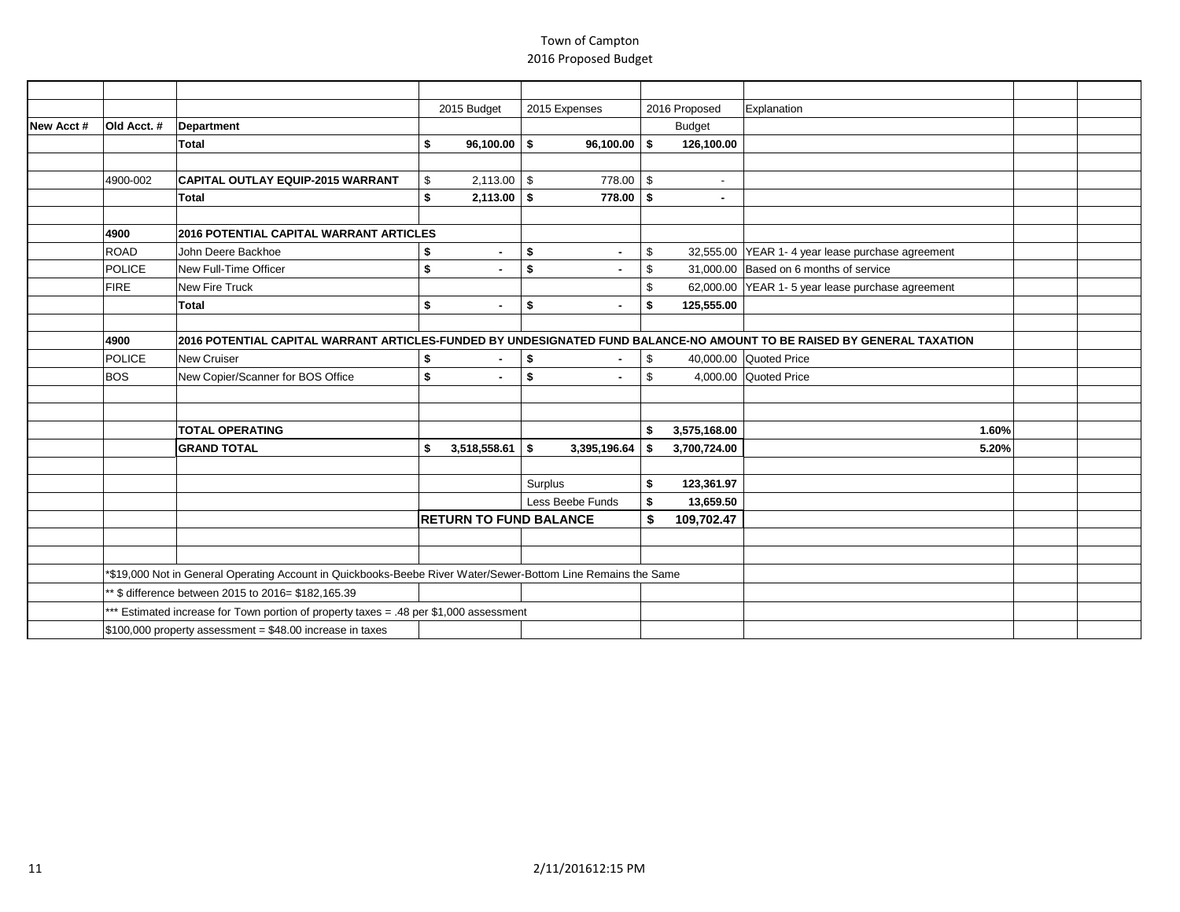# Town of Campton
## 2016 Proposed Budget

| | | | | | | | | |
|---|---|---|---|---|---|---|---|---|
| | | | 2015 Budget | 2015 Expenses | 2016 Proposed | Explanation | | |
| New Acct # | Old Acct. # | Department | | | Budget | | | |
| | | **Total** | **$ 96,100.00** | **$ 96,100.00** | **$ 126,100.00** | | | |
| | | | | | | | | |
| | 4900-002 | **CAPITAL OUTLAY EQUIP-2015 WARRANT** | $ 2,113.00 | $ 778.00 | $ - | | | |
| | | **Total** | **$ 2,113.00** | **$ 778.00** | **$ -** | | | |
| | | | | | | | | |
| | **4900** | **2016 POTENTIAL CAPITAL WARRANT ARTICLES** | | | | | | |
| | ROAD | John Deere Backhoe | $ - | $ - | $ 32,555.00 | YEAR 1- 4 year lease purchase agreement | | |
| | POLICE | New Full-Time Officer | $ - | $ - | $ 31,000.00 | Based on 6 months of service | | |
| | FIRE | New Fire Truck | | | $ 62,000.00 | YEAR 1- 5 year lease purchase agreement | | |
| | | **Total** | **$ -** | **$ -** | **$ 125,555.00** | | | |
| | | | | | | | | |
| | **4900** | **2016 POTENTIAL CAPITAL WARRANT ARTICLES-FUNDED BY UNDESIGNATED FUND BALANCE-NO AMOUNT TO BE RAISED BY GENERAL TAXATION** | | | | | | |
| | POLICE | New Cruiser | $ - | $ - | $ 40,000.00 | Quoted Price | | |
| | BOS | New Copier/Scanner for BOS Office | $ - | $ - | $ 4,000.00 | Quoted Price | | |
| | | | | | | | | |
| | | | | | | | | |
| | | **TOTAL OPERATING** | | | **$ 3,575,168.00** | **1.60%** | | |
| | | **GRAND TOTAL** | **$ 3,518,558.61** | **$ 3,395,196.64** | **$ 3,700,724.00** | **5.20%** | | |
| | | | | | | | | |
| | | | | Surplus | **$ 123,361.97** | | | |
| | | | | Less Beebe Funds | **$ 13,659.50** | | | |
| | | | **RETURN TO FUND BALANCE** | | **$ 109,702.47** | | | |
| | | | | | | | | |
| | | | | | | | | |
| | *$19,000 Not in General Operating Account in Quickbooks-Beebe River Water/Sewer-Bottom Line Remains the Same | | | | | | | |
| | ** $ difference between 2015 to 2016= $182,165.39 | | | | | | | |
| | *** Estimated increase for Town portion of property taxes = .48 per $1,000 assessment | | | | | | | |
| | $100,000 property assessment = $48.00 increase in taxes | | | | | | | |

2/11/2016 12:15 PM